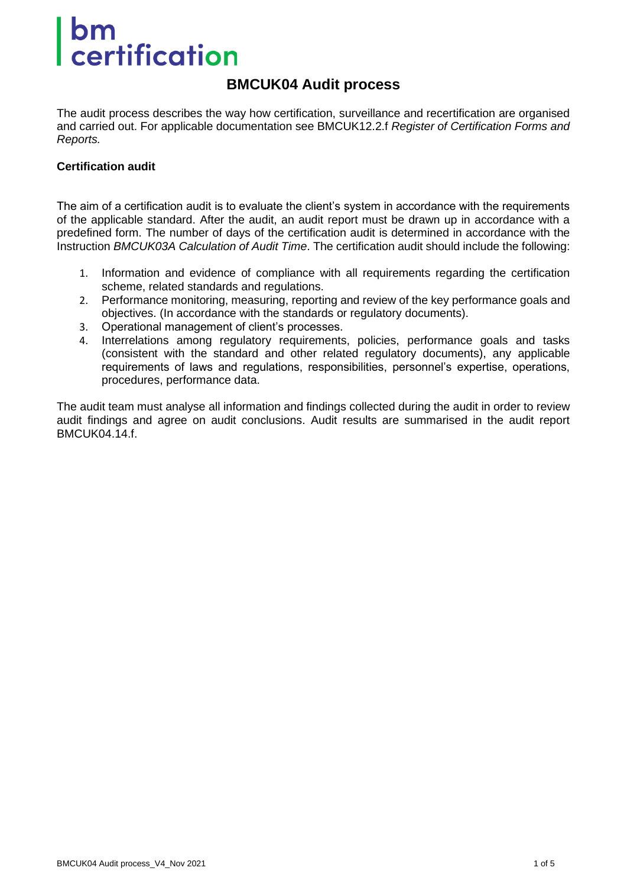bm certification

# BMCUK04 Audit process

The audit process describes the way how certification, surveillance and recertification are organised and carried out. For applicable documentation see BMCUK12.2.f *Register of Certification Forms and Reports.*

**Certification audit**

The aim of a certification audit is to evaluate the client's system in accordance with the requirements of the applicable standard. After the audit, an audit report must be drawn up in accordance with a predefined form. The number of days of the certification audit is determined in accordance with the Instruction *BMCUK03A Calculation of Audit Time*. The certification audit should include the following:

1. Information and evidence of compliance with all requirements regarding the certification scheme, related standards and regulations.
2. Performance monitoring, measuring, reporting and review of the key performance goals and objectives. (In accordance with the standards or regulatory documents).
3. Operational management of client's processes.
4. Interrelations among regulatory requirements, policies, performance goals and tasks (consistent with the standard and other related regulatory documents), any applicable requirements of laws and regulations, responsibilities, personnel's expertise, operations, procedures, performance data.

The audit team must analyse all information and findings collected during the audit in order to review audit findings and agree on audit conclusions. Audit results are summarised in the audit report BMCUK04.14.f.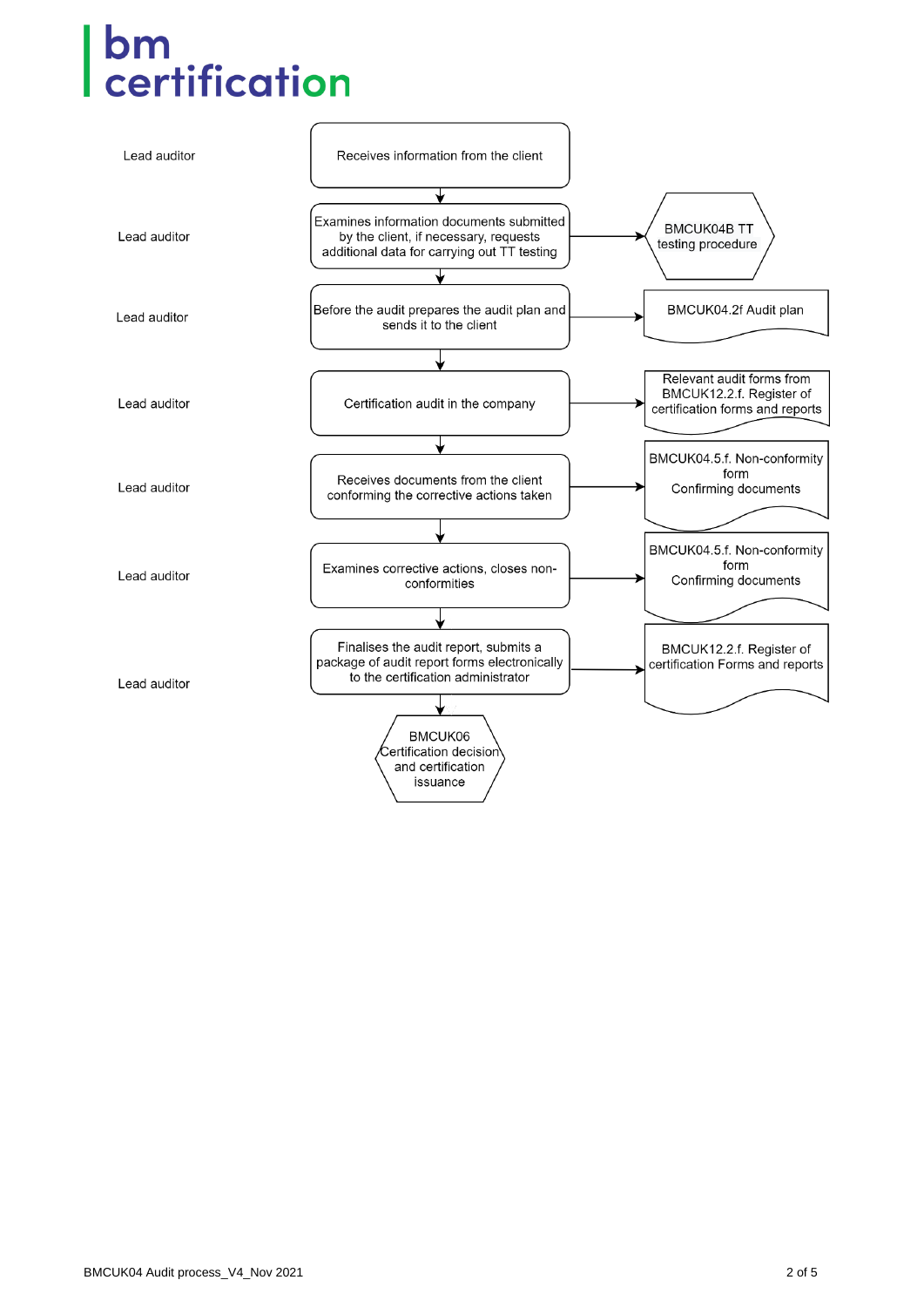**bm certification**

| Responsible | Process step | Related document |
|---|---|---|
| Lead auditor | Receives information from the client | |
| Lead auditor | Examines information documents submitted by the client, if necessary, requests additional data for carrying out TT testing | BMCUK04B TT testing procedure |
| Lead auditor | Before the audit prepares the audit plan and sends it to the client | BMCUK04.2f Audit plan |
| Lead auditor | Certification audit in the company | Relevant audit forms from BMCUK12.2.f. Register of certification forms and reports |
| Lead auditor | Receives documents from the client conforming the corrective actions taken | BMCUK04.5.f. Non-conformity form<br>Confirming documents |
| Lead auditor | Examines corrective actions, closes non-conformities | BMCUK04.5.f. Non-conformity form<br>Confirming documents |
| Lead auditor | Finalises the audit report, submits a package of audit report forms electronically to the certification administrator | BMCUK12.2.f. Register of certification Forms and reports |
| | BMCUK06 Certification decision and certification issuance | |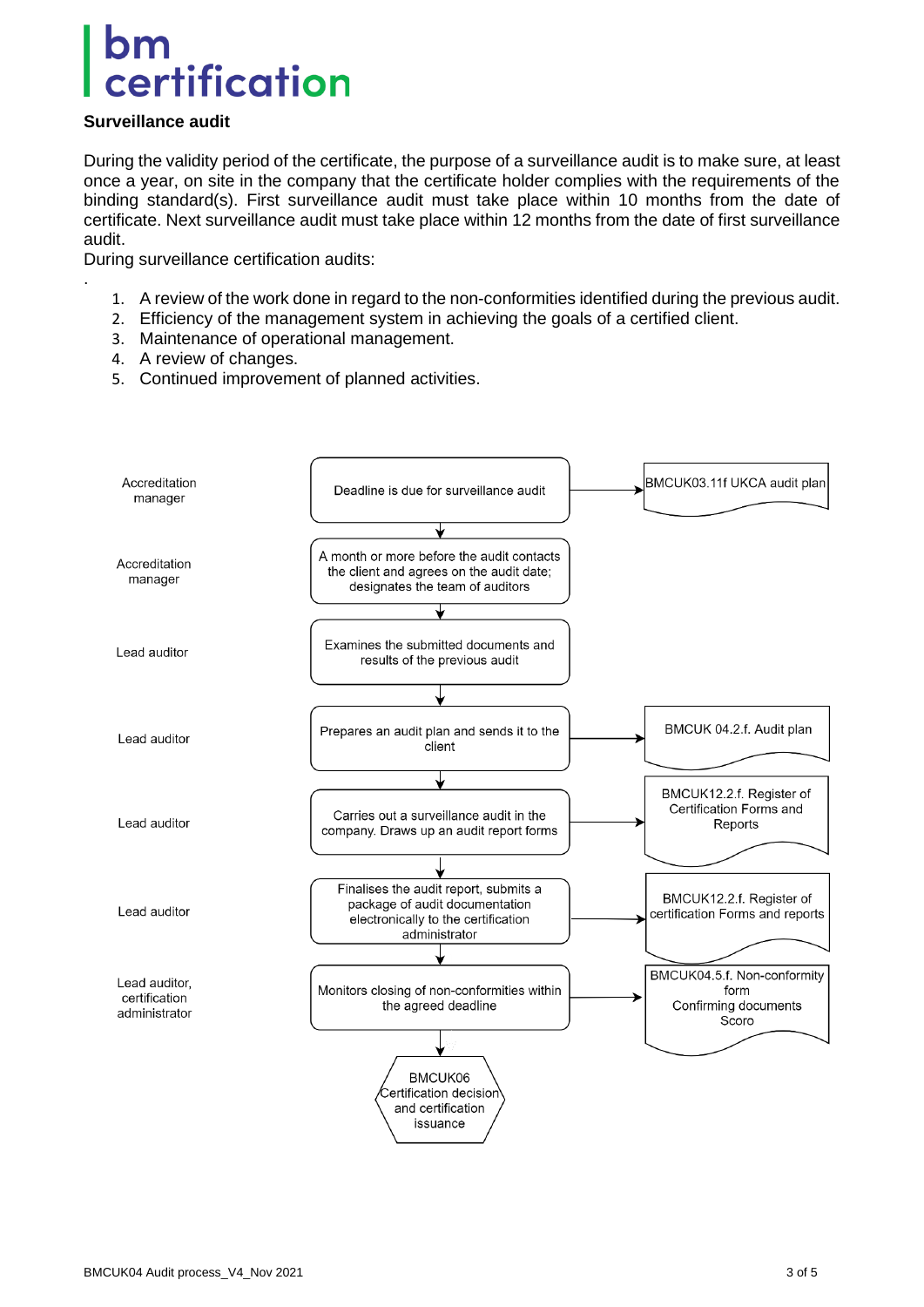bm certification

**Surveillance audit**

During the validity period of the certificate, the purpose of a surveillance audit is to make sure, at least once a year, on site in the company that the certificate holder complies with the requirements of the binding standard(s). First surveillance audit must take place within 10 months from the date of certificate. Next surveillance audit must take place within 12 months from the date of first surveillance audit.

During surveillance certification audits:

.

1. A review of the work done in regard to the non-conformities identified during the previous audit.
2. Efficiency of the management system in achieving the goals of a certified client.
3. Maintenance of operational management.
4. A review of changes.
5. Continued improvement of planned activities.

| Responsible | Step | Document |
| --- | --- | --- |
| Accreditation manager | Deadline is due for surveillance audit | BMCUK03.11f UKCA audit plan |
| Accreditation manager | A month or more before the audit contacts the client and agrees on the audit date; designates the team of auditors | |
| Lead auditor | Examines the submitted documents and results of the previous audit | |
| Lead auditor | Prepares an audit plan and sends it to the client | BMCUK 04.2.f. Audit plan |
| Lead auditor | Carries out a surveillance audit in the company. Draws up an audit report forms | BMCUK12.2.f. Register of Certification Forms and Reports |
| Lead auditor | Finalises the audit report, submits a package of audit documentation electronically to the certification administrator | BMCUK12.2.f. Register of certification Forms and reports |
| Lead auditor, certification administrator | Monitors closing of non-conformities within the agreed deadline | BMCUK04.5.f. Non-conformity form<br>Confirming documents<br>Scoro |
| | BMCUK06 Certification decision and certification issuance | |

BMCUK04 Audit process_V4_Nov 2021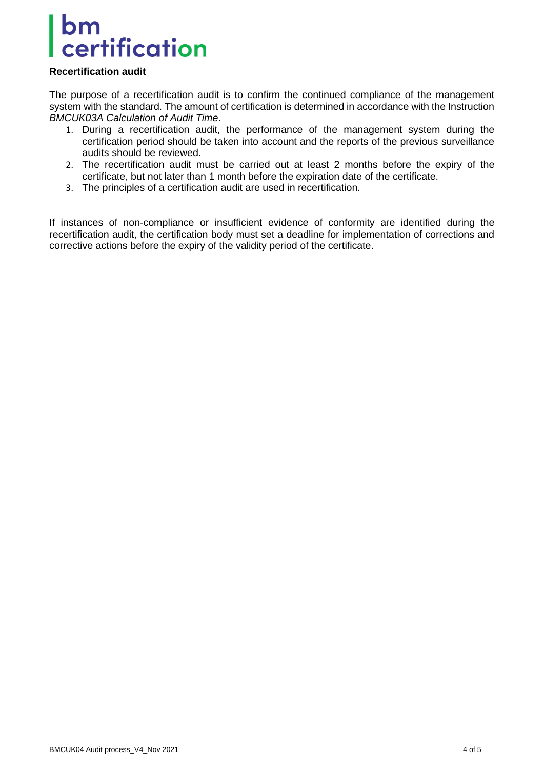### Recertification audit

The purpose of a recertification audit is to confirm the continued compliance of the management system with the standard. The amount of certification is determined in accordance with the Instruction *BMCUK03A Calculation of Audit Time*.

1. During a recertification audit, the performance of the management system during the certification period should be taken into account and the reports of the previous surveillance audits should be reviewed.
2. The recertification audit must be carried out at least 2 months before the expiry of the certificate, but not later than 1 month before the expiration date of the certificate.
3. The principles of a certification audit are used in recertification.

If instances of non-compliance or insufficient evidence of conformity are identified during the recertification audit, the certification body must set a deadline for implementation of corrections and corrective actions before the expiry of the validity period of the certificate.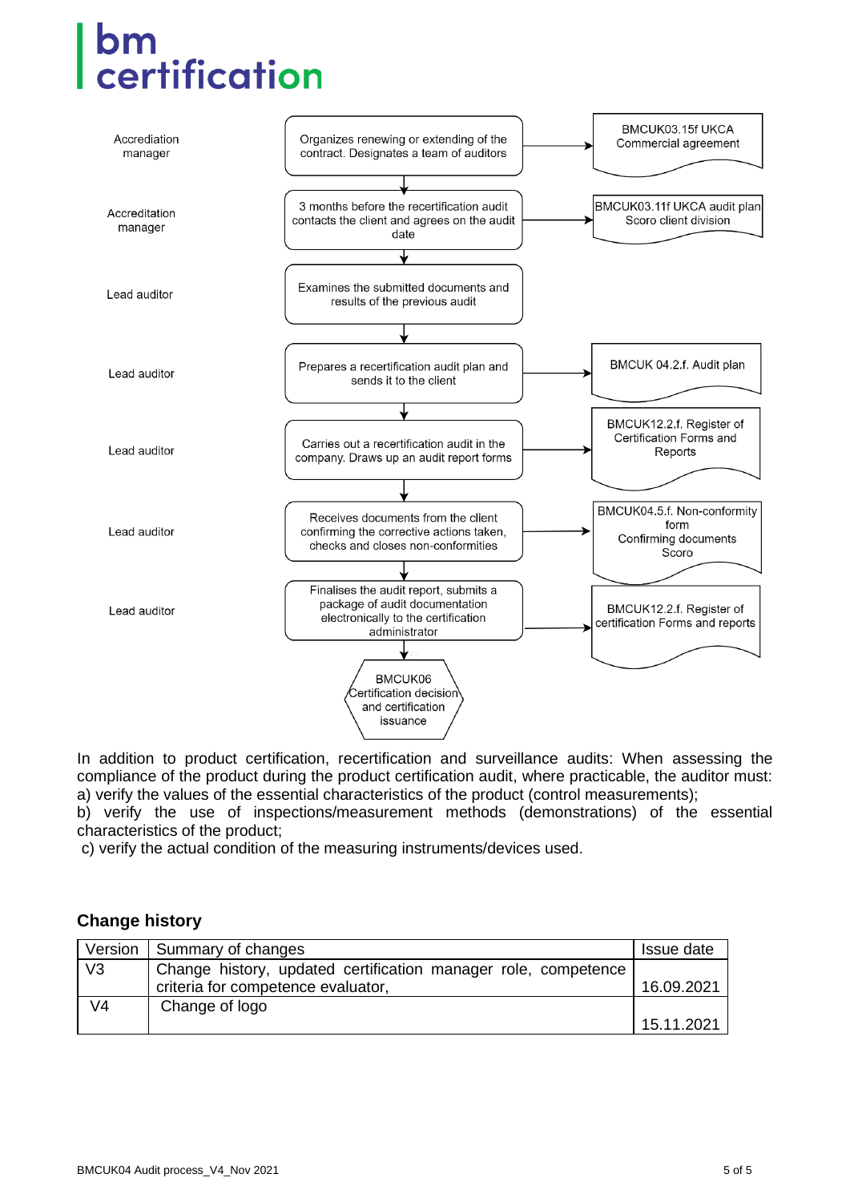bm
certification

Accrediation manager — Organizes renewing or extending of the contract. Designates a team of auditors → BMCUK03.15f UKCA Commercial agreement

Accreditation manager — 3 months before the recertification audit contacts the client and agrees on the audit date → BMCUK03.11f UKCA audit plan Scoro client division

Lead auditor — Examines the submitted documents and results of the previous audit

Lead auditor — Prepares a recertification audit plan and sends it to the client → BMCUK 04.2.f. Audit plan

Lead auditor — Carries out a recertification audit in the company. Draws up an audit report forms → BMCUK12.2.f. Register of Certification Forms and Reports

Lead auditor — Receives documents from the client confirming the corrective actions taken, checks and closes non-conformities → BMCUK04.5.f. Non-conformity form Confirming documents Scoro

Lead auditor — Finalises the audit report, submits a package of audit documentation electronically to the certification administrator → BMCUK12.2.f. Register of certification Forms and reports

BMCUK06 Certification decision and certification issuance

In addition to product certification, recertification and surveillance audits: When assessing the compliance of the product during the product certification audit, where practicable, the auditor must:
a) verify the values of the essential characteristics of the product (control measurements);
b) verify the use of inspections/measurement methods (demonstrations) of the essential characteristics of the product;
c) verify the actual condition of the measuring instruments/devices used.

## Change history

| Version | Summary of changes | Issue date |
|---|---|---|
| V3 | Change history, updated certification manager role, competence criteria for competence evaluator, | 16.09.2021 |
| V4 | Change of logo | 15.11.2021 |